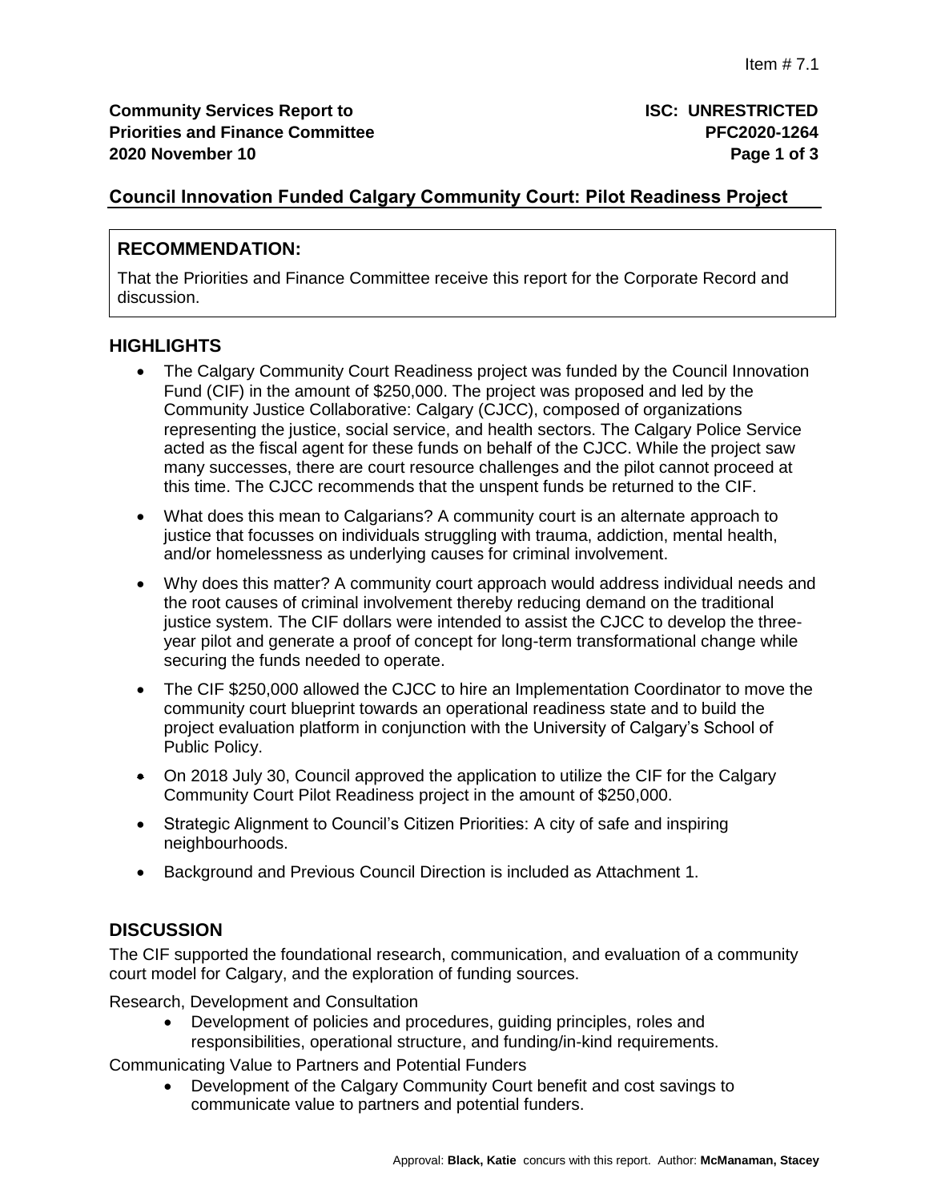Item # 7.1

**Community Services Report to Priorities and Finance Committee**
**2020 November 10**

**ISC: UNRESTRICTED**
**PFC2020-1264**

## Council Innovation Funded Calgary Community Court: Pilot Readiness Project

### RECOMMENDATION:

That the Priorities and Finance Committee receive this report for the Corporate Record and discussion.

### HIGHLIGHTS

- The Calgary Community Court Readiness project was funded by the Council Innovation Fund (CIF) in the amount of $250,000. The project was proposed and led by the Community Justice Collaborative: Calgary (CJCC), composed of organizations representing the justice, social service, and health sectors. The Calgary Police Service acted as the fiscal agent for these funds on behalf of the CJCC. While the project saw many successes, there are court resource challenges and the pilot cannot proceed at this time. The CJCC recommends that the unspent funds be returned to the CIF.
- What does this mean to Calgarians? A community court is an alternate approach to justice that focusses on individuals struggling with trauma, addiction, mental health, and/or homelessness as underlying causes for criminal involvement.
- Why does this matter? A community court approach would address individual needs and the root causes of criminal involvement thereby reducing demand on the traditional justice system. The CIF dollars were intended to assist the CJCC to develop the three-year pilot and generate a proof of concept for long-term transformational change while securing the funds needed to operate.
- The CIF $250,000 allowed the CJCC to hire an Implementation Coordinator to move the community court blueprint towards an operational readiness state and to build the project evaluation platform in conjunction with the University of Calgary's School of Public Policy.
- On 2018 July 30, Council approved the application to utilize the CIF for the Calgary Community Court Pilot Readiness project in the amount of $250,000.
- Strategic Alignment to Council's Citizen Priorities: A city of safe and inspiring neighbourhoods.
- Background and Previous Council Direction is included as Attachment 1.

### DISCUSSION

The CIF supported the foundational research, communication, and evaluation of a community court model for Calgary, and the exploration of funding sources.

Research, Development and Consultation

- Development of policies and procedures, guiding principles, roles and responsibilities, operational structure, and funding/in-kind requirements.

Communicating Value to Partners and Potential Funders

- Development of the Calgary Community Court benefit and cost savings to communicate value to partners and potential funders.

Approval: **Black, Katie** concurs with this report. Author: **McManaman, Stacey**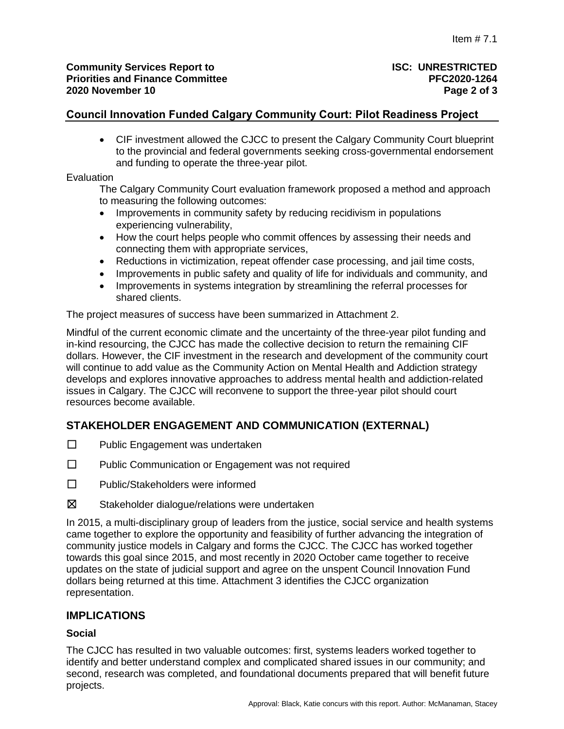## Council Innovation Funded Calgary Community Court: Pilot Readiness Project

- CIF investment allowed the CJCC to present the Calgary Community Court blueprint to the provincial and federal governments seeking cross-governmental endorsement and funding to operate the three-year pilot.

Evaluation

The Calgary Community Court evaluation framework proposed a method and approach to measuring the following outcomes:

- Improvements in community safety by reducing recidivism in populations experiencing vulnerability,
- How the court helps people who commit offences by assessing their needs and connecting them with appropriate services,
- Reductions in victimization, repeat offender case processing, and jail time costs,
- Improvements in public safety and quality of life for individuals and community, and
- Improvements in systems integration by streamlining the referral processes for shared clients.

The project measures of success have been summarized in Attachment 2.

Mindful of the current economic climate and the uncertainty of the three-year pilot funding and in-kind resourcing, the CJCC has made the collective decision to return the remaining CIF dollars. However, the CIF investment in the research and development of the community court will continue to add value as the Community Action on Mental Health and Addiction strategy develops and explores innovative approaches to address mental health and addiction-related issues in Calgary. The CJCC will reconvene to support the three-year pilot should court resources become available.

## STAKEHOLDER ENGAGEMENT AND COMMUNICATION (EXTERNAL)

☐ Public Engagement was undertaken

☐ Public Communication or Engagement was not required

☐ Public/Stakeholders were informed

☒ Stakeholder dialogue/relations were undertaken

In 2015, a multi-disciplinary group of leaders from the justice, social service and health systems came together to explore the opportunity and feasibility of further advancing the integration of community justice models in Calgary and forms the CJCC. The CJCC has worked together towards this goal since 2015, and most recently in 2020 October came together to receive updates on the state of judicial support and agree on the unspent Council Innovation Fund dollars being returned at this time. Attachment 3 identifies the CJCC organization representation.

## IMPLICATIONS

### Social

The CJCC has resulted in two valuable outcomes: first, systems leaders worked together to identify and better understand complex and complicated shared issues in our community; and second, research was completed, and foundational documents prepared that will benefit future projects.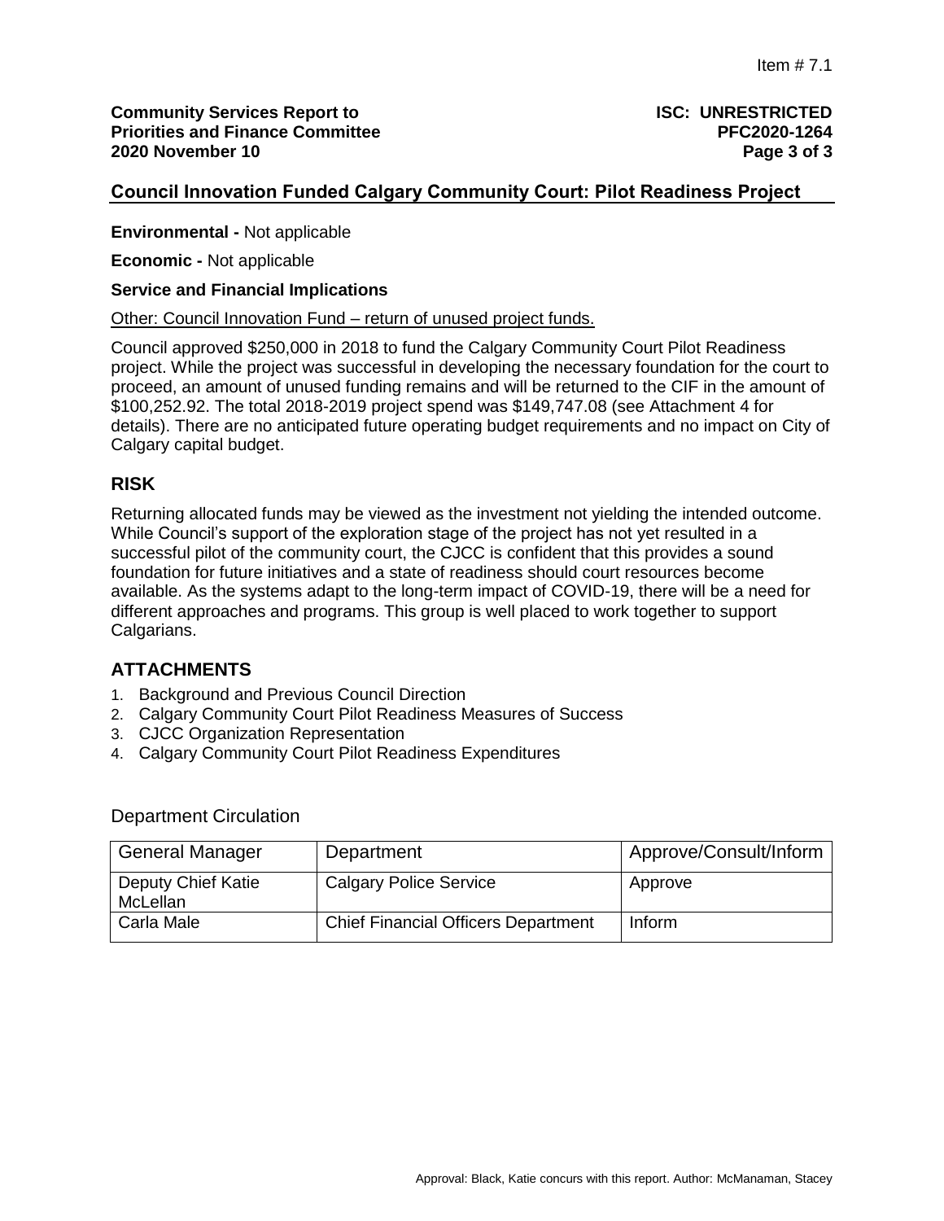## Council Innovation Funded Calgary Community Court: Pilot Readiness Project

**Environmental -** Not applicable

**Economic -** Not applicable

**Service and Financial Implications**

Other: Council Innovation Fund – return of unused project funds.

Council approved $250,000 in 2018 to fund the Calgary Community Court Pilot Readiness project. While the project was successful in developing the necessary foundation for the court to proceed, an amount of unused funding remains and will be returned to the CIF in the amount of $100,252.92. The total 2018-2019 project spend was $149,747.08 (see Attachment 4 for details). There are no anticipated future operating budget requirements and no impact on City of Calgary capital budget.

## RISK

Returning allocated funds may be viewed as the investment not yielding the intended outcome. While Council's support of the exploration stage of the project has not yet resulted in a successful pilot of the community court, the CJCC is confident that this provides a sound foundation for future initiatives and a state of readiness should court resources become available. As the systems adapt to the long-term impact of COVID-19, there will be a need for different approaches and programs. This group is well placed to work together to support Calgarians.

## ATTACHMENTS

1. Background and Previous Council Direction
2. Calgary Community Court Pilot Readiness Measures of Success
3. CJCC Organization Representation
4. Calgary Community Court Pilot Readiness Expenditures

Department Circulation

| General Manager | Department | Approve/Consult/Inform |
|---|---|---|
| Deputy Chief Katie McLellan | Calgary Police Service | Approve |
| Carla Male | Chief Financial Officers Department | Inform |

Approval: Black, Katie concurs with this report. Author: McManaman, Stacey